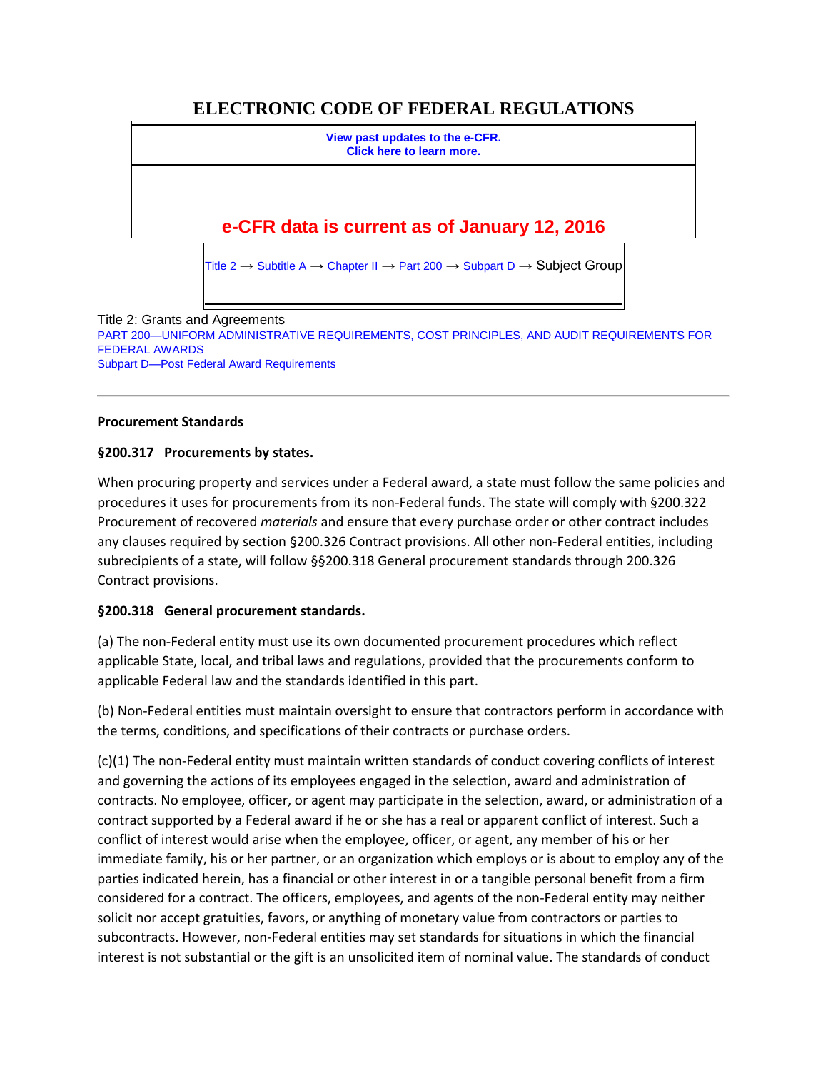# ELECTRONIC CODE OF FEDERAL REGULATIONS

View past updates to the e-CFR.
Click here to learn more.

**e-CFR data is current as of January 12, 2016**

Title 2 → Subtitle A → Chapter II → Part 200 → Subpart D → Subject Group

Title 2: Grants and Agreements
PART 200—UNIFORM ADMINISTRATIVE REQUIREMENTS, COST PRINCIPLES, AND AUDIT REQUIREMENTS FOR FEDERAL AWARDS
Subpart D—Post Federal Award Requirements

---

**Procurement Standards**

**§200.317 Procurements by states.**

When procuring property and services under a Federal award, a state must follow the same policies and procedures it uses for procurements from its non-Federal funds. The state will comply with §200.322 Procurement of recovered *materials* and ensure that every purchase order or other contract includes any clauses required by section §200.326 Contract provisions. All other non-Federal entities, including subrecipients of a state, will follow §§200.318 General procurement standards through 200.326 Contract provisions.

**§200.318 General procurement standards.**

(a) The non-Federal entity must use its own documented procurement procedures which reflect applicable State, local, and tribal laws and regulations, provided that the procurements conform to applicable Federal law and the standards identified in this part.

(b) Non-Federal entities must maintain oversight to ensure that contractors perform in accordance with the terms, conditions, and specifications of their contracts or purchase orders.

(c)(1) The non-Federal entity must maintain written standards of conduct covering conflicts of interest and governing the actions of its employees engaged in the selection, award and administration of contracts. No employee, officer, or agent may participate in the selection, award, or administration of a contract supported by a Federal award if he or she has a real or apparent conflict of interest. Such a conflict of interest would arise when the employee, officer, or agent, any member of his or her immediate family, his or her partner, or an organization which employs or is about to employ any of the parties indicated herein, has a financial or other interest in or a tangible personal benefit from a firm considered for a contract. The officers, employees, and agents of the non-Federal entity may neither solicit nor accept gratuities, favors, or anything of monetary value from contractors or parties to subcontracts. However, non-Federal entities may set standards for situations in which the financial interest is not substantial or the gift is an unsolicited item of nominal value. The standards of conduct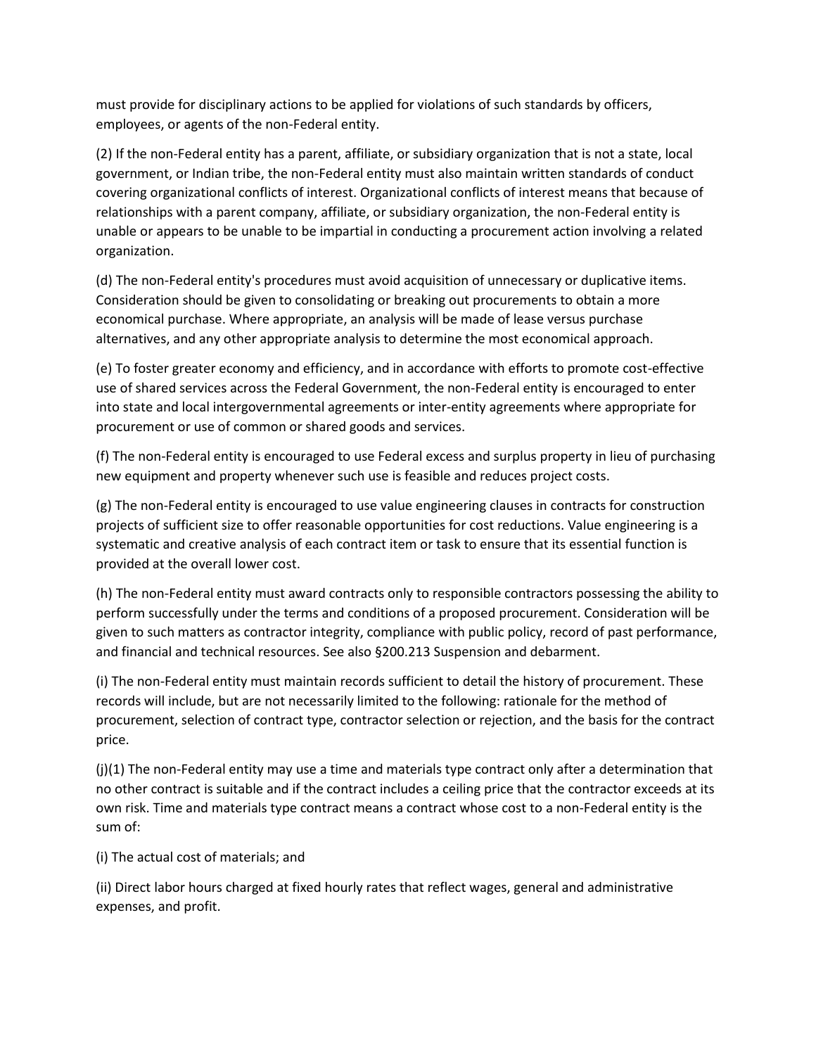must provide for disciplinary actions to be applied for violations of such standards by officers, employees, or agents of the non-Federal entity.

(2) If the non-Federal entity has a parent, affiliate, or subsidiary organization that is not a state, local government, or Indian tribe, the non-Federal entity must also maintain written standards of conduct covering organizational conflicts of interest. Organizational conflicts of interest means that because of relationships with a parent company, affiliate, or subsidiary organization, the non-Federal entity is unable or appears to be unable to be impartial in conducting a procurement action involving a related organization.

(d) The non-Federal entity's procedures must avoid acquisition of unnecessary or duplicative items. Consideration should be given to consolidating or breaking out procurements to obtain a more economical purchase. Where appropriate, an analysis will be made of lease versus purchase alternatives, and any other appropriate analysis to determine the most economical approach.

(e) To foster greater economy and efficiency, and in accordance with efforts to promote cost-effective use of shared services across the Federal Government, the non-Federal entity is encouraged to enter into state and local intergovernmental agreements or inter-entity agreements where appropriate for procurement or use of common or shared goods and services.

(f) The non-Federal entity is encouraged to use Federal excess and surplus property in lieu of purchasing new equipment and property whenever such use is feasible and reduces project costs.

(g) The non-Federal entity is encouraged to use value engineering clauses in contracts for construction projects of sufficient size to offer reasonable opportunities for cost reductions. Value engineering is a systematic and creative analysis of each contract item or task to ensure that its essential function is provided at the overall lower cost.

(h) The non-Federal entity must award contracts only to responsible contractors possessing the ability to perform successfully under the terms and conditions of a proposed procurement. Consideration will be given to such matters as contractor integrity, compliance with public policy, record of past performance, and financial and technical resources. See also §200.213 Suspension and debarment.

(i) The non-Federal entity must maintain records sufficient to detail the history of procurement. These records will include, but are not necessarily limited to the following: rationale for the method of procurement, selection of contract type, contractor selection or rejection, and the basis for the contract price.

(j)(1) The non-Federal entity may use a time and materials type contract only after a determination that no other contract is suitable and if the contract includes a ceiling price that the contractor exceeds at its own risk. Time and materials type contract means a contract whose cost to a non-Federal entity is the sum of:

(i) The actual cost of materials; and

(ii) Direct labor hours charged at fixed hourly rates that reflect wages, general and administrative expenses, and profit.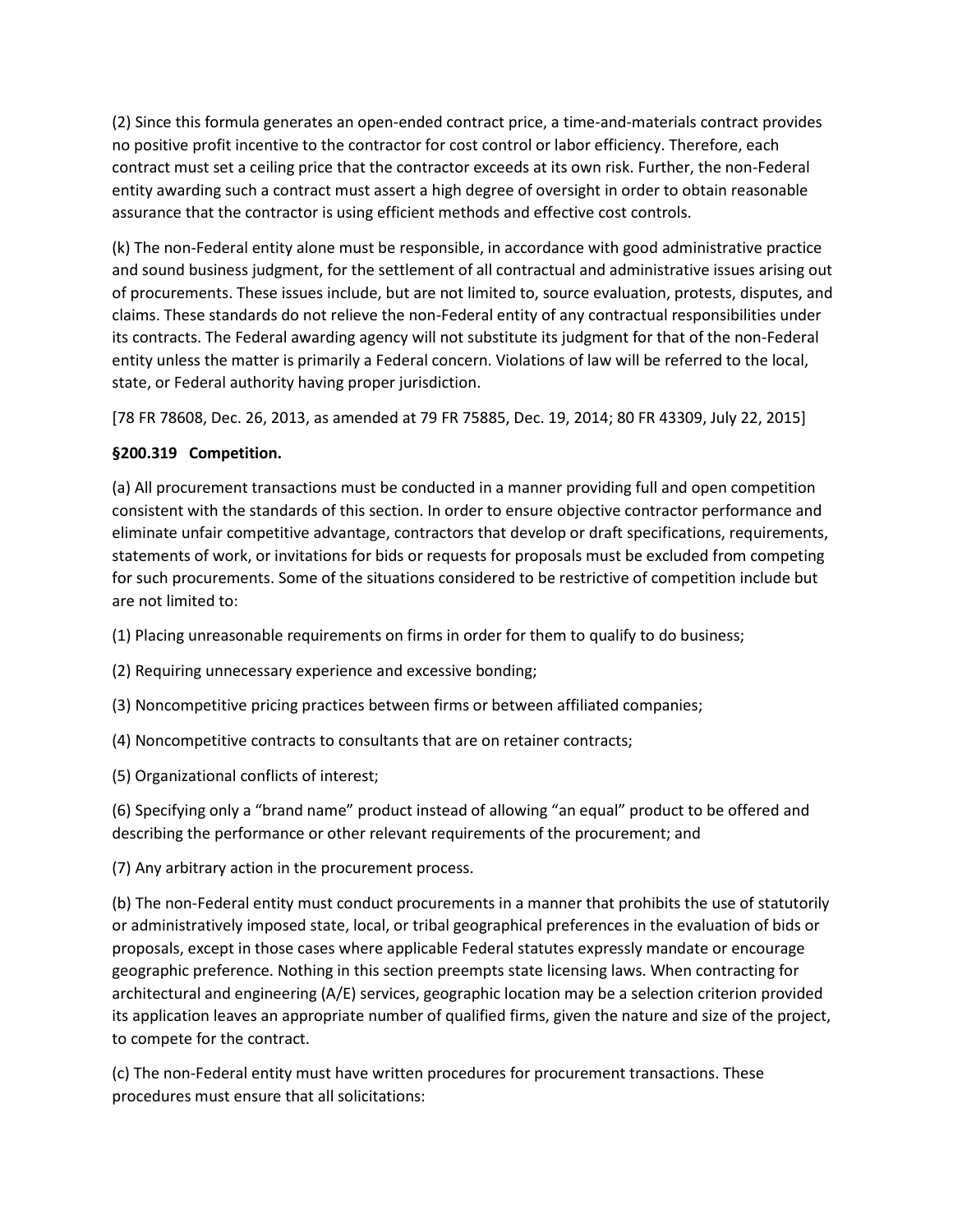(2) Since this formula generates an open-ended contract price, a time-and-materials contract provides no positive profit incentive to the contractor for cost control or labor efficiency. Therefore, each contract must set a ceiling price that the contractor exceeds at its own risk. Further, the non-Federal entity awarding such a contract must assert a high degree of oversight in order to obtain reasonable assurance that the contractor is using efficient methods and effective cost controls.

(k) The non-Federal entity alone must be responsible, in accordance with good administrative practice and sound business judgment, for the settlement of all contractual and administrative issues arising out of procurements. These issues include, but are not limited to, source evaluation, protests, disputes, and claims. These standards do not relieve the non-Federal entity of any contractual responsibilities under its contracts. The Federal awarding agency will not substitute its judgment for that of the non-Federal entity unless the matter is primarily a Federal concern. Violations of law will be referred to the local, state, or Federal authority having proper jurisdiction.

[78 FR 78608, Dec. 26, 2013, as amended at 79 FR 75885, Dec. 19, 2014; 80 FR 43309, July 22, 2015]

**§200.319 Competition.**

(a) All procurement transactions must be conducted in a manner providing full and open competition consistent with the standards of this section. In order to ensure objective contractor performance and eliminate unfair competitive advantage, contractors that develop or draft specifications, requirements, statements of work, or invitations for bids or requests for proposals must be excluded from competing for such procurements. Some of the situations considered to be restrictive of competition include but are not limited to:

(1) Placing unreasonable requirements on firms in order for them to qualify to do business;

(2) Requiring unnecessary experience and excessive bonding;

(3) Noncompetitive pricing practices between firms or between affiliated companies;

(4) Noncompetitive contracts to consultants that are on retainer contracts;

(5) Organizational conflicts of interest;

(6) Specifying only a "brand name" product instead of allowing "an equal" product to be offered and describing the performance or other relevant requirements of the procurement; and

(7) Any arbitrary action in the procurement process.

(b) The non-Federal entity must conduct procurements in a manner that prohibits the use of statutorily or administratively imposed state, local, or tribal geographical preferences in the evaluation of bids or proposals, except in those cases where applicable Federal statutes expressly mandate or encourage geographic preference. Nothing in this section preempts state licensing laws. When contracting for architectural and engineering (A/E) services, geographic location may be a selection criterion provided its application leaves an appropriate number of qualified firms, given the nature and size of the project, to compete for the contract.

(c) The non-Federal entity must have written procedures for procurement transactions. These procedures must ensure that all solicitations: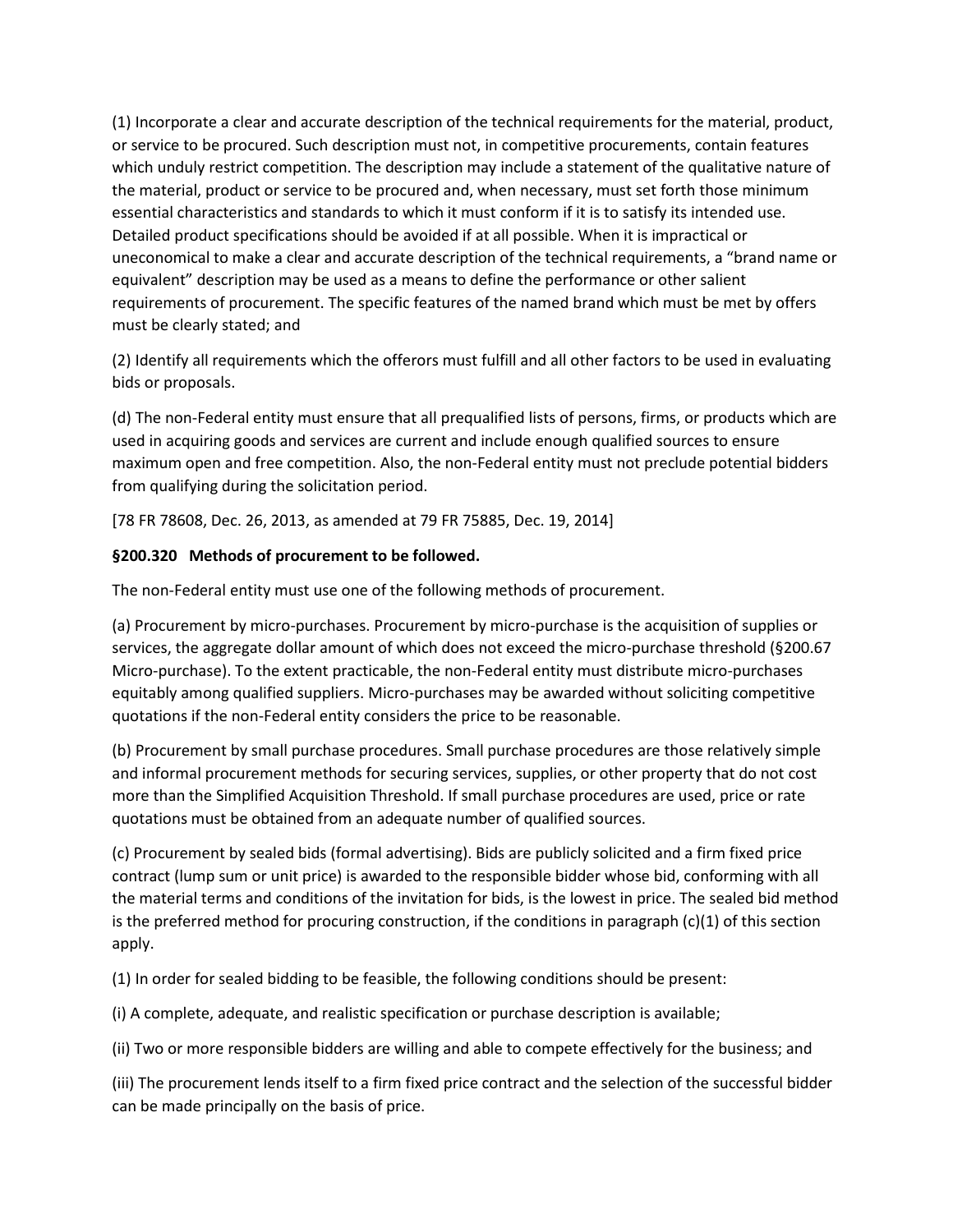(1) Incorporate a clear and accurate description of the technical requirements for the material, product, or service to be procured. Such description must not, in competitive procurements, contain features which unduly restrict competition. The description may include a statement of the qualitative nature of the material, product or service to be procured and, when necessary, must set forth those minimum essential characteristics and standards to which it must conform if it is to satisfy its intended use. Detailed product specifications should be avoided if at all possible. When it is impractical or uneconomical to make a clear and accurate description of the technical requirements, a "brand name or equivalent" description may be used as a means to define the performance or other salient requirements of procurement. The specific features of the named brand which must be met by offers must be clearly stated; and

(2) Identify all requirements which the offerors must fulfill and all other factors to be used in evaluating bids or proposals.

(d) The non-Federal entity must ensure that all prequalified lists of persons, firms, or products which are used in acquiring goods and services are current and include enough qualified sources to ensure maximum open and free competition. Also, the non-Federal entity must not preclude potential bidders from qualifying during the solicitation period.

[78 FR 78608, Dec. 26, 2013, as amended at 79 FR 75885, Dec. 19, 2014]

**§200.320 Methods of procurement to be followed.**

The non-Federal entity must use one of the following methods of procurement.

(a) Procurement by micro-purchases. Procurement by micro-purchase is the acquisition of supplies or services, the aggregate dollar amount of which does not exceed the micro-purchase threshold (§200.67 Micro-purchase). To the extent practicable, the non-Federal entity must distribute micro-purchases equitably among qualified suppliers. Micro-purchases may be awarded without soliciting competitive quotations if the non-Federal entity considers the price to be reasonable.

(b) Procurement by small purchase procedures. Small purchase procedures are those relatively simple and informal procurement methods for securing services, supplies, or other property that do not cost more than the Simplified Acquisition Threshold. If small purchase procedures are used, price or rate quotations must be obtained from an adequate number of qualified sources.

(c) Procurement by sealed bids (formal advertising). Bids are publicly solicited and a firm fixed price contract (lump sum or unit price) is awarded to the responsible bidder whose bid, conforming with all the material terms and conditions of the invitation for bids, is the lowest in price. The sealed bid method is the preferred method for procuring construction, if the conditions in paragraph (c)(1) of this section apply.

(1) In order for sealed bidding to be feasible, the following conditions should be present:

(i) A complete, adequate, and realistic specification or purchase description is available;

(ii) Two or more responsible bidders are willing and able to compete effectively for the business; and

(iii) The procurement lends itself to a firm fixed price contract and the selection of the successful bidder can be made principally on the basis of price.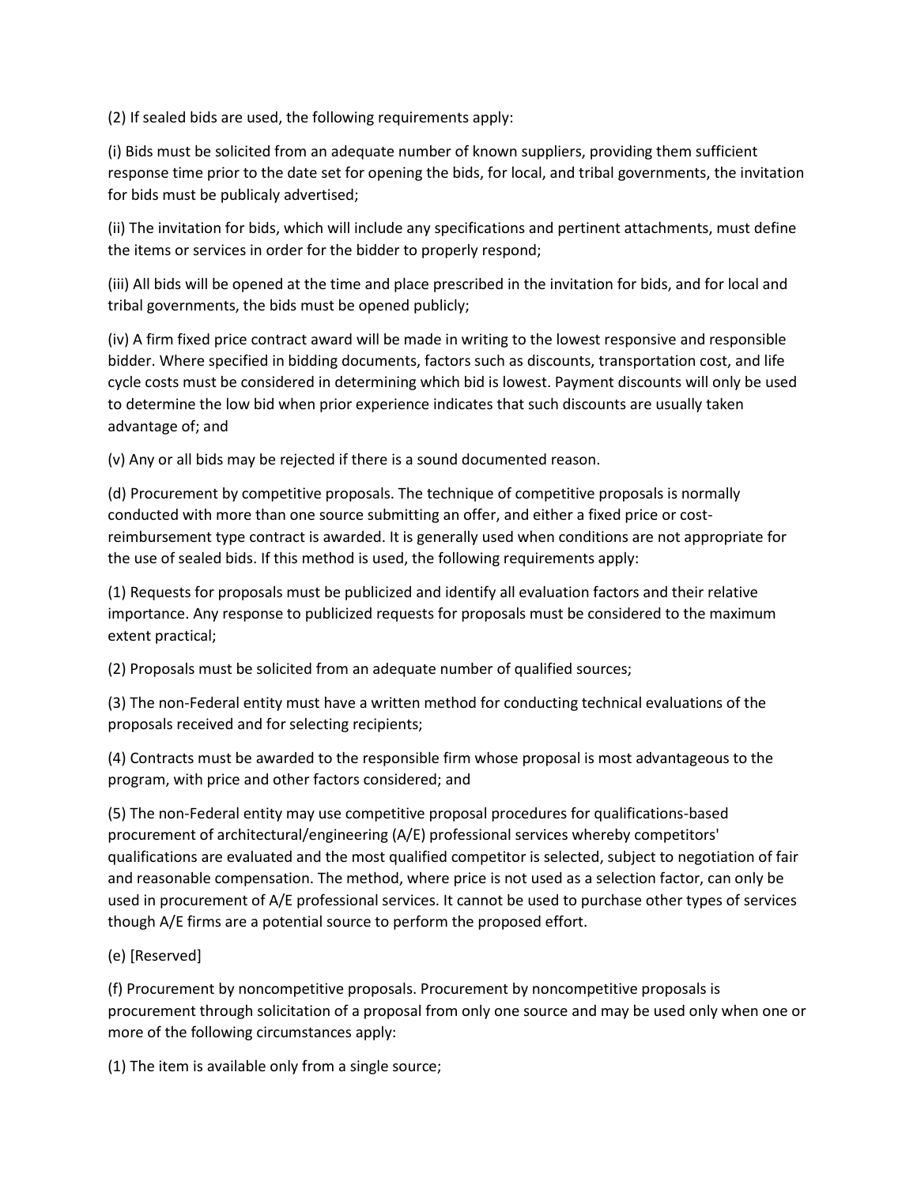(2) If sealed bids are used, the following requirements apply:

(i) Bids must be solicited from an adequate number of known suppliers, providing them sufficient response time prior to the date set for opening the bids, for local, and tribal governments, the invitation for bids must be publicaly advertised;

(ii) The invitation for bids, which will include any specifications and pertinent attachments, must define the items or services in order for the bidder to properly respond;

(iii) All bids will be opened at the time and place prescribed in the invitation for bids, and for local and tribal governments, the bids must be opened publicly;

(iv) A firm fixed price contract award will be made in writing to the lowest responsive and responsible bidder. Where specified in bidding documents, factors such as discounts, transportation cost, and life cycle costs must be considered in determining which bid is lowest. Payment discounts will only be used to determine the low bid when prior experience indicates that such discounts are usually taken advantage of; and

(v) Any or all bids may be rejected if there is a sound documented reason.

(d) Procurement by competitive proposals. The technique of competitive proposals is normally conducted with more than one source submitting an offer, and either a fixed price or cost-reimbursement type contract is awarded. It is generally used when conditions are not appropriate for the use of sealed bids. If this method is used, the following requirements apply:

(1) Requests for proposals must be publicized and identify all evaluation factors and their relative importance. Any response to publicized requests for proposals must be considered to the maximum extent practical;

(2) Proposals must be solicited from an adequate number of qualified sources;

(3) The non-Federal entity must have a written method for conducting technical evaluations of the proposals received and for selecting recipients;

(4) Contracts must be awarded to the responsible firm whose proposal is most advantageous to the program, with price and other factors considered; and

(5) The non-Federal entity may use competitive proposal procedures for qualifications-based procurement of architectural/engineering (A/E) professional services whereby competitors' qualifications are evaluated and the most qualified competitor is selected, subject to negotiation of fair and reasonable compensation. The method, where price is not used as a selection factor, can only be used in procurement of A/E professional services. It cannot be used to purchase other types of services though A/E firms are a potential source to perform the proposed effort.

(e) [Reserved]

(f) Procurement by noncompetitive proposals. Procurement by noncompetitive proposals is procurement through solicitation of a proposal from only one source and may be used only when one or more of the following circumstances apply:

(1) The item is available only from a single source;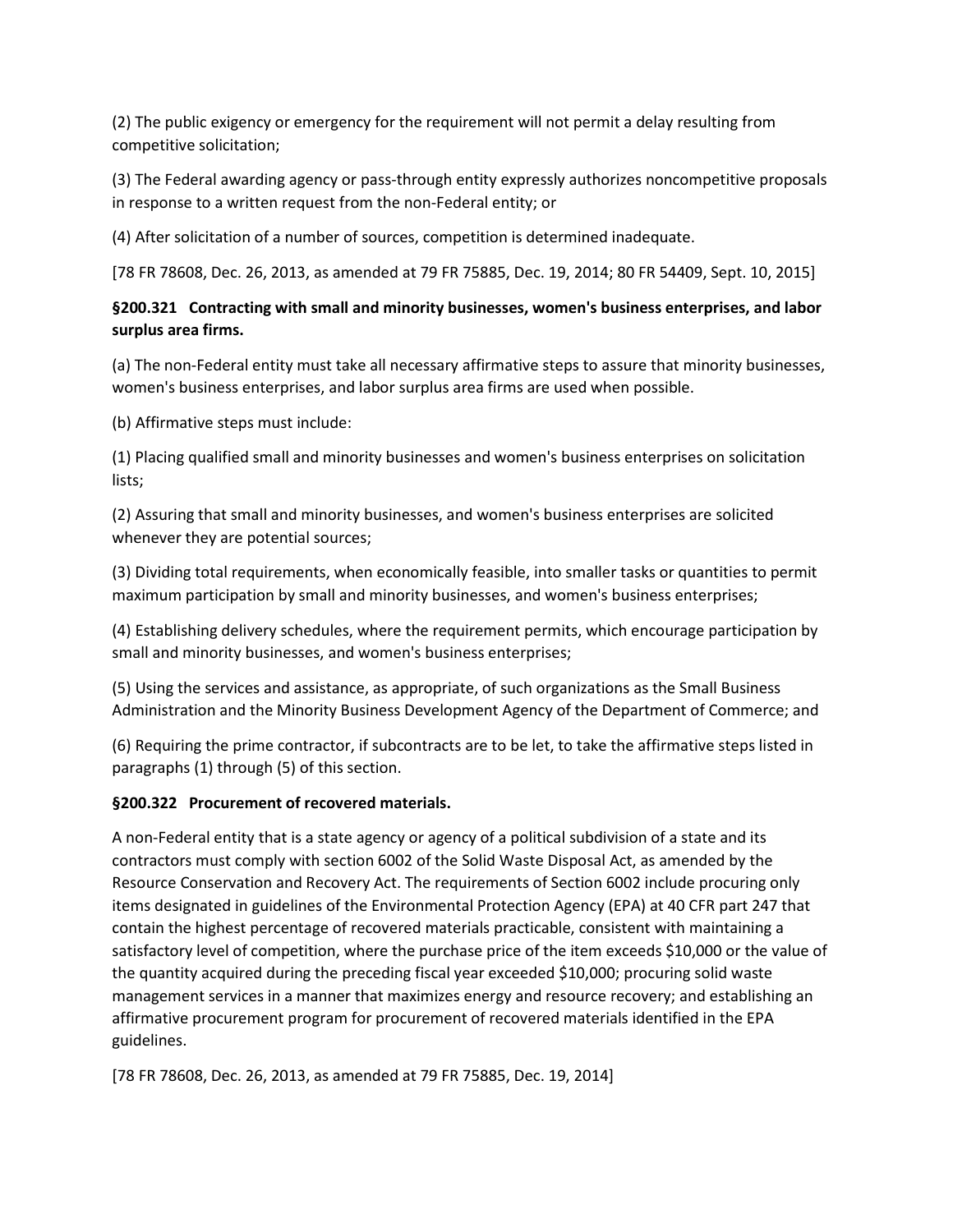(2) The public exigency or emergency for the requirement will not permit a delay resulting from competitive solicitation;

(3) The Federal awarding agency or pass-through entity expressly authorizes noncompetitive proposals in response to a written request from the non-Federal entity; or

(4) After solicitation of a number of sources, competition is determined inadequate.

[78 FR 78608, Dec. 26, 2013, as amended at 79 FR 75885, Dec. 19, 2014; 80 FR 54409, Sept. 10, 2015]

**§200.321 Contracting with small and minority businesses, women's business enterprises, and labor surplus area firms.**

(a) The non-Federal entity must take all necessary affirmative steps to assure that minority businesses, women's business enterprises, and labor surplus area firms are used when possible.

(b) Affirmative steps must include:

(1) Placing qualified small and minority businesses and women's business enterprises on solicitation lists;

(2) Assuring that small and minority businesses, and women's business enterprises are solicited whenever they are potential sources;

(3) Dividing total requirements, when economically feasible, into smaller tasks or quantities to permit maximum participation by small and minority businesses, and women's business enterprises;

(4) Establishing delivery schedules, where the requirement permits, which encourage participation by small and minority businesses, and women's business enterprises;

(5) Using the services and assistance, as appropriate, of such organizations as the Small Business Administration and the Minority Business Development Agency of the Department of Commerce; and

(6) Requiring the prime contractor, if subcontracts are to be let, to take the affirmative steps listed in paragraphs (1) through (5) of this section.

**§200.322 Procurement of recovered materials.**

A non-Federal entity that is a state agency or agency of a political subdivision of a state and its contractors must comply with section 6002 of the Solid Waste Disposal Act, as amended by the Resource Conservation and Recovery Act. The requirements of Section 6002 include procuring only items designated in guidelines of the Environmental Protection Agency (EPA) at 40 CFR part 247 that contain the highest percentage of recovered materials practicable, consistent with maintaining a satisfactory level of competition, where the purchase price of the item exceeds $10,000 or the value of the quantity acquired during the preceding fiscal year exceeded $10,000; procuring solid waste management services in a manner that maximizes energy and resource recovery; and establishing an affirmative procurement program for procurement of recovered materials identified in the EPA guidelines.

[78 FR 78608, Dec. 26, 2013, as amended at 79 FR 75885, Dec. 19, 2014]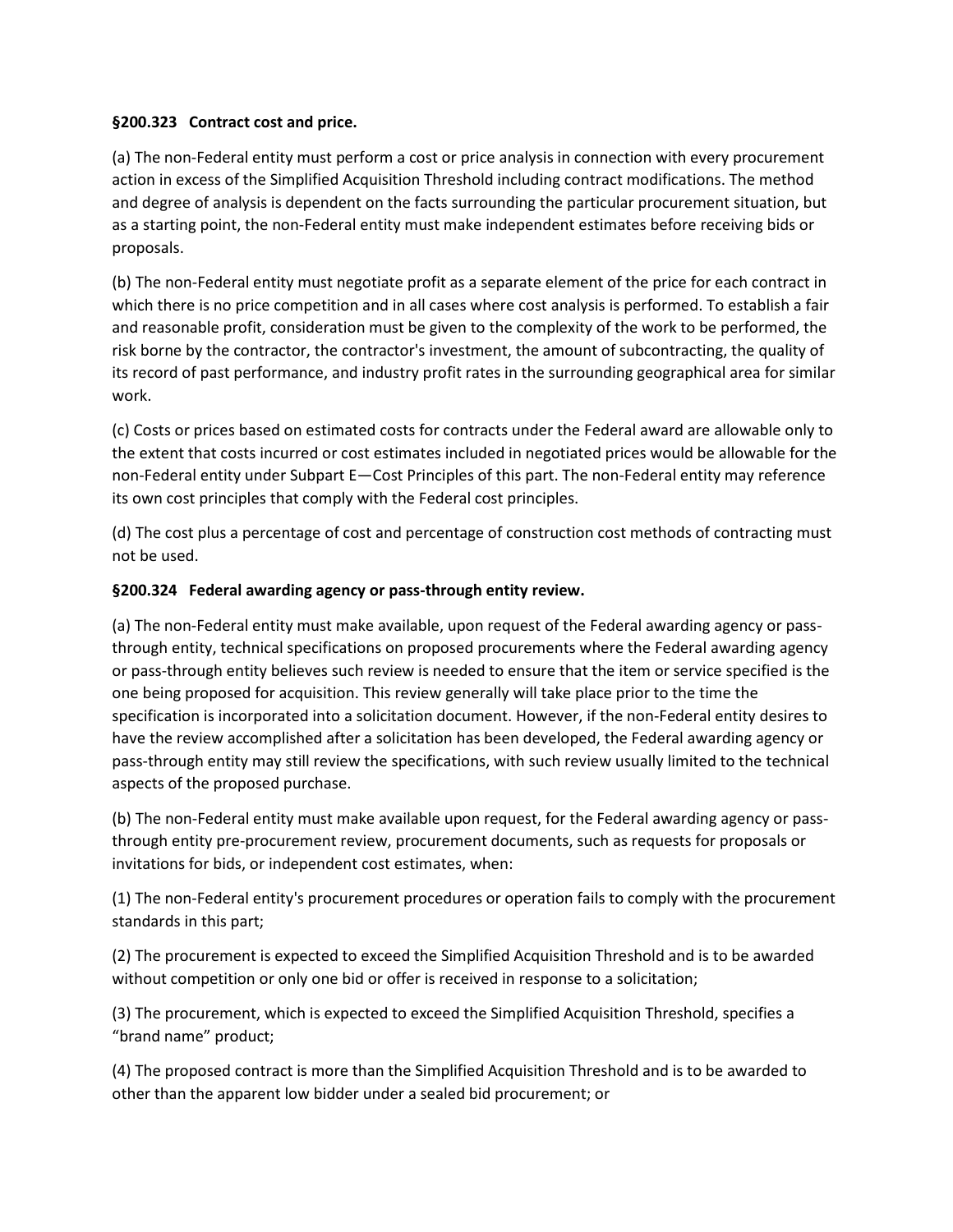**§200.323 Contract cost and price.**

(a) The non-Federal entity must perform a cost or price analysis in connection with every procurement action in excess of the Simplified Acquisition Threshold including contract modifications. The method and degree of analysis is dependent on the facts surrounding the particular procurement situation, but as a starting point, the non-Federal entity must make independent estimates before receiving bids or proposals.

(b) The non-Federal entity must negotiate profit as a separate element of the price for each contract in which there is no price competition and in all cases where cost analysis is performed. To establish a fair and reasonable profit, consideration must be given to the complexity of the work to be performed, the risk borne by the contractor, the contractor's investment, the amount of subcontracting, the quality of its record of past performance, and industry profit rates in the surrounding geographical area for similar work.

(c) Costs or prices based on estimated costs for contracts under the Federal award are allowable only to the extent that costs incurred or cost estimates included in negotiated prices would be allowable for the non-Federal entity under Subpart E—Cost Principles of this part. The non-Federal entity may reference its own cost principles that comply with the Federal cost principles.

(d) The cost plus a percentage of cost and percentage of construction cost methods of contracting must not be used.

**§200.324 Federal awarding agency or pass-through entity review.**

(a) The non-Federal entity must make available, upon request of the Federal awarding agency or pass-through entity, technical specifications on proposed procurements where the Federal awarding agency or pass-through entity believes such review is needed to ensure that the item or service specified is the one being proposed for acquisition. This review generally will take place prior to the time the specification is incorporated into a solicitation document. However, if the non-Federal entity desires to have the review accomplished after a solicitation has been developed, the Federal awarding agency or pass-through entity may still review the specifications, with such review usually limited to the technical aspects of the proposed purchase.

(b) The non-Federal entity must make available upon request, for the Federal awarding agency or pass-through entity pre-procurement review, procurement documents, such as requests for proposals or invitations for bids, or independent cost estimates, when:

(1) The non-Federal entity's procurement procedures or operation fails to comply with the procurement standards in this part;

(2) The procurement is expected to exceed the Simplified Acquisition Threshold and is to be awarded without competition or only one bid or offer is received in response to a solicitation;

(3) The procurement, which is expected to exceed the Simplified Acquisition Threshold, specifies a "brand name" product;

(4) The proposed contract is more than the Simplified Acquisition Threshold and is to be awarded to other than the apparent low bidder under a sealed bid procurement; or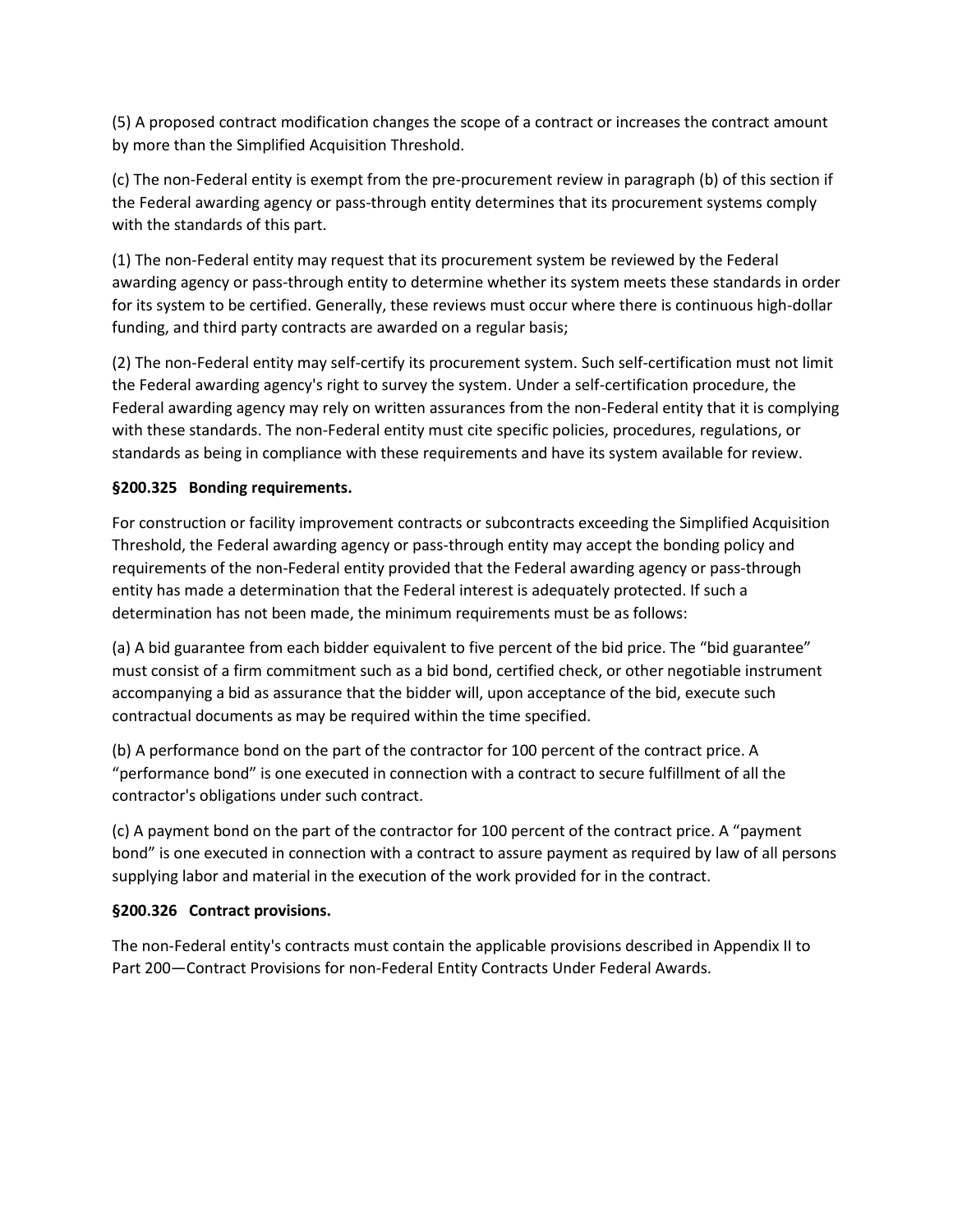(5) A proposed contract modification changes the scope of a contract or increases the contract amount by more than the Simplified Acquisition Threshold.

(c) The non-Federal entity is exempt from the pre-procurement review in paragraph (b) of this section if the Federal awarding agency or pass-through entity determines that its procurement systems comply with the standards of this part.

(1) The non-Federal entity may request that its procurement system be reviewed by the Federal awarding agency or pass-through entity to determine whether its system meets these standards in order for its system to be certified. Generally, these reviews must occur where there is continuous high-dollar funding, and third party contracts are awarded on a regular basis;

(2) The non-Federal entity may self-certify its procurement system. Such self-certification must not limit the Federal awarding agency's right to survey the system. Under a self-certification procedure, the Federal awarding agency may rely on written assurances from the non-Federal entity that it is complying with these standards. The non-Federal entity must cite specific policies, procedures, regulations, or standards as being in compliance with these requirements and have its system available for review.

**§200.325 Bonding requirements.**

For construction or facility improvement contracts or subcontracts exceeding the Simplified Acquisition Threshold, the Federal awarding agency or pass-through entity may accept the bonding policy and requirements of the non-Federal entity provided that the Federal awarding agency or pass-through entity has made a determination that the Federal interest is adequately protected. If such a determination has not been made, the minimum requirements must be as follows:

(a) A bid guarantee from each bidder equivalent to five percent of the bid price. The "bid guarantee" must consist of a firm commitment such as a bid bond, certified check, or other negotiable instrument accompanying a bid as assurance that the bidder will, upon acceptance of the bid, execute such contractual documents as may be required within the time specified.

(b) A performance bond on the part of the contractor for 100 percent of the contract price. A "performance bond" is one executed in connection with a contract to secure fulfillment of all the contractor's obligations under such contract.

(c) A payment bond on the part of the contractor for 100 percent of the contract price. A "payment bond" is one executed in connection with a contract to assure payment as required by law of all persons supplying labor and material in the execution of the work provided for in the contract.

**§200.326 Contract provisions.**

The non-Federal entity's contracts must contain the applicable provisions described in Appendix II to Part 200—Contract Provisions for non-Federal Entity Contracts Under Federal Awards.